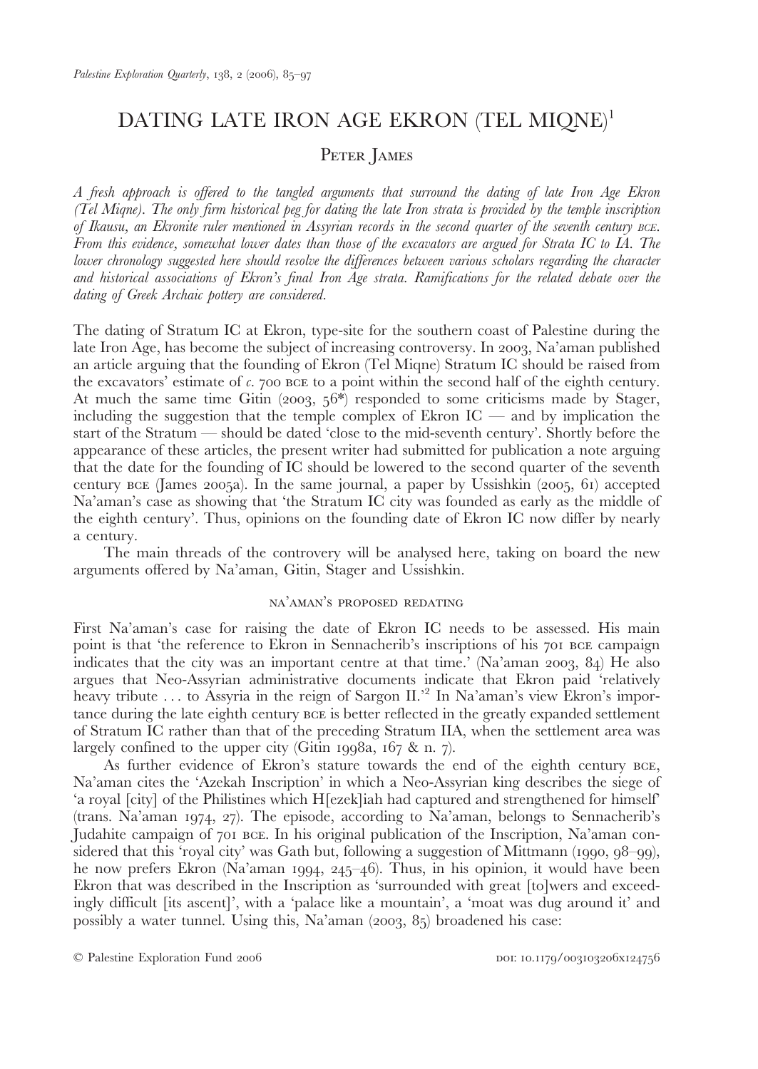# DATING LATE IRON AGE EKRON (TEL MIQNE)[1]

## Peter James

*A fresh approach is offered to the tangled arguments that surround the dating of late Iron Age Ekron (Tel Miqne). The only firm historical peg for dating the late Iron strata is provided by the temple inscription of Ikausu, an Ekronite ruler mentioned in Assyrian records in the second quarter of the seventh century BCE. From this evidence, somewhat lower dates than those of the excavators are argued for Strata IC to IA. The lower chronology suggested here should resolve the differences between various scholars regarding the character and historical associations of Ekron's final Iron Age strata. Ramifications for the related debate over the dating of Greek Archaic pottery are considered.*

The dating of Stratum IC at Ekron, type-site for the southern coast of Palestine during the late Iron Age, has become the subject of increasing controversy. In 2003, Na'aman published an article arguing that the founding of Ekron (Tel Miqne) Stratum IC should be raised from the excavators' estimate of *c.* 700 BCE to a point within the second half of the eighth century. At much the same time Gitin (2003, 56*) responded to some criticisms made by Stager, including the suggestion that the temple complex of Ekron IC — and by implication the start of the Stratum — should be dated 'close to the mid-seventh century'. Shortly before the appearance of these articles, the present writer had submitted for publication a note arguing that the date for the founding of IC should be lowered to the second quarter of the seventh century BCE (James 2005a). In the same journal, a paper by Ussishkin (2005, 61) accepted Na'aman's case as showing that 'the Stratum IC city was founded as early as the middle of the eighth century'. Thus, opinions on the founding date of Ekron IC now differ by nearly a century.

The main threads of the controvery will be analysed here, taking on board the new arguments offered by Na'aman, Gitin, Stager and Ussishkin.

### NA'AMAN'S PROPOSED REDATING

First Na'aman's case for raising the date of Ekron IC needs to be assessed. His main point is that 'the reference to Ekron in Sennacherib's inscriptions of his 701 BCE campaign indicates that the city was an important centre at that time.' (Na'aman 2003, 84) He also argues that Neo-Assyrian administrative documents indicate that Ekron paid 'relatively heavy tribute ... to Assyria in the reign of Sargon II.'[2] In Na'aman's view Ekron's importance during the late eighth century BCE is better reflected in the greatly expanded settlement of Stratum IC rather than that of the preceding Stratum IIA, when the settlement area was largely confined to the upper city (Gitin 1998a, 167 & n. 7).

As further evidence of Ekron's stature towards the end of the eighth century BCE, Na'aman cites the 'Azekah Inscription' in which a Neo-Assyrian king describes the siege of 'a royal [city] of the Philistines which H[ezek]iah had captured and strengthened for himself' (trans. Na'aman 1974, 27). The episode, according to Na'aman, belongs to Sennacherib's Judahite campaign of 701 BCE. In his original publication of the Inscription, Na'aman considered that this 'royal city' was Gath but, following a suggestion of Mittmann (1990, 98–99), he now prefers Ekron (Na'aman 1994, 245–46). Thus, in his opinion, it would have been Ekron that was described in the Inscription as 'surrounded with great [to]wers and exceedingly difficult [its ascent]', with a 'palace like a mountain', a 'moat was dug around it' and possibly a water tunnel. Using this, Na'aman (2003, 85) broadened his case:

© Palestine Exploration Fund 2006 DOI: 10.1179/003103206x124756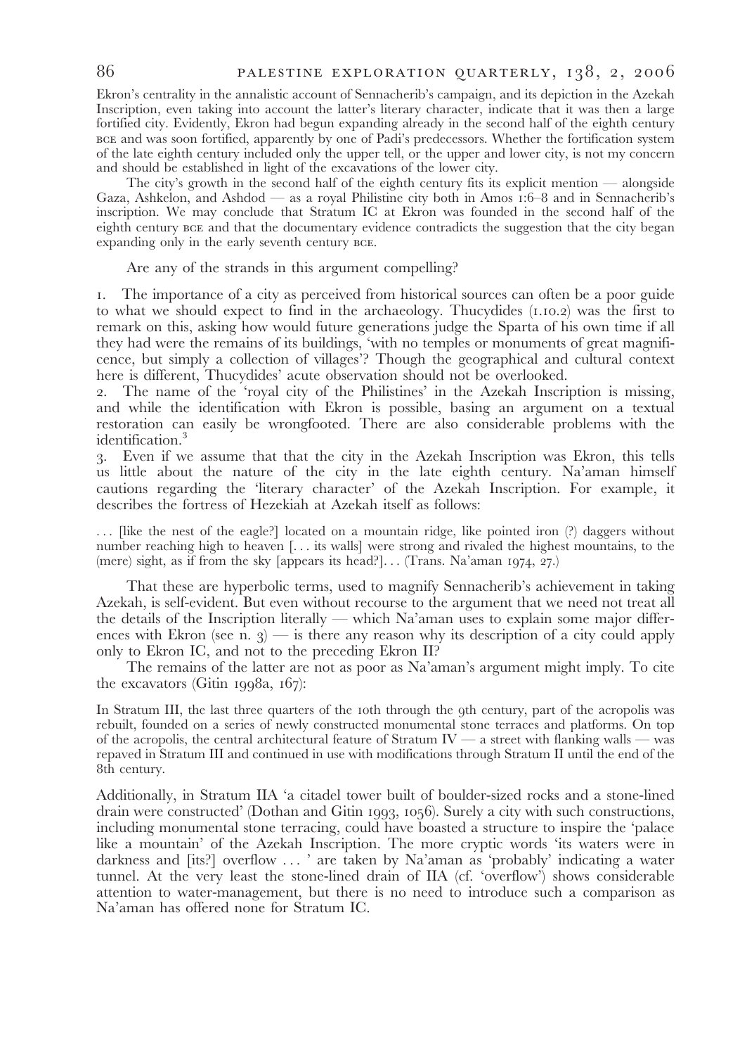Ekron's centrality in the annalistic account of Sennacherib's campaign, and its depiction in the Azekah Inscription, even taking into account the latter's literary character, indicate that it was then a large fortified city. Evidently, Ekron had begun expanding already in the second half of the eighth century BCE and was soon fortified, apparently by one of Padi's predecessors. Whether the fortification system of the late eighth century included only the upper tell, or the upper and lower city, is not my concern and should be established in light of the excavations of the lower city.

The city's growth in the second half of the eighth century fits its explicit mention — alongside Gaza, Ashkelon, and Ashdod — as a royal Philistine city both in Amos 1:6–8 and in Sennacherib's inscription. We may conclude that Stratum IC at Ekron was founded in the second half of the eighth century BCE and that the documentary evidence contradicts the suggestion that the city began expanding only in the early seventh century BCE.

Are any of the strands in this argument compelling?

1. The importance of a city as perceived from historical sources can often be a poor guide to what we should expect to find in the archaeology. Thucydides (1.10.2) was the first to remark on this, asking how would future generations judge the Sparta of his own time if all they had were the remains of its buildings, 'with no temples or monuments of great magnificence, but simply a collection of villages'? Though the geographical and cultural context here is different, Thucydides' acute observation should not be overlooked.
2. The name of the 'royal city of the Philistines' in the Azekah Inscription is missing, and while the identification with Ekron is possible, basing an argument on a textual restoration can easily be wrongfooted. There are also considerable problems with the identification.[3]
3. Even if we assume that that the city in the Azekah Inscription was Ekron, this tells us little about the nature of the city in the late eighth century. Na'aman himself cautions regarding the 'literary character' of the Azekah Inscription. For example, it describes the fortress of Hezekiah at Azekah itself as follows:

> . . . [like the nest of the eagle?] located on a mountain ridge, like pointed iron (?) daggers without number reaching high to heaven [. . . its walls] were strong and rivaled the highest mountains, to the (mere) sight, as if from the sky [appears its head?]. . . (Trans. Na'aman 1974, 27.)

That these are hyperbolic terms, used to magnify Sennacherib's achievement in taking Azekah, is self-evident. But even without recourse to the argument that we need not treat all the details of the Inscription literally — which Na'aman uses to explain some major differences with Ekron (see n. 3) — is there any reason why its description of a city could apply only to Ekron IC, and not to the preceding Ekron II?

The remains of the latter are not as poor as Na'aman's argument might imply. To cite the excavators (Gitin 1998a, 167):

> In Stratum III, the last three quarters of the 10th through the 9th century, part of the acropolis was rebuilt, founded on a series of newly constructed monumental stone terraces and platforms. On top of the acropolis, the central architectural feature of Stratum IV — a street with flanking walls — was repaved in Stratum III and continued in use with modifications through Stratum II until the end of the 8th century.

Additionally, in Stratum IIA 'a citadel tower built of boulder-sized rocks and a stone-lined drain were constructed' (Dothan and Gitin 1993, 1056). Surely a city with such constructions, including monumental stone terracing, could have boasted a structure to inspire the 'palace like a mountain' of the Azekah Inscription. The more cryptic words 'its waters were in darkness and [its?] overflow . . . ' are taken by Na'aman as 'probably' indicating a water tunnel. At the very least the stone-lined drain of IIA (cf. 'overflow') shows considerable attention to water-management, but there is no need to introduce such a comparison as Na'aman has offered none for Stratum IC.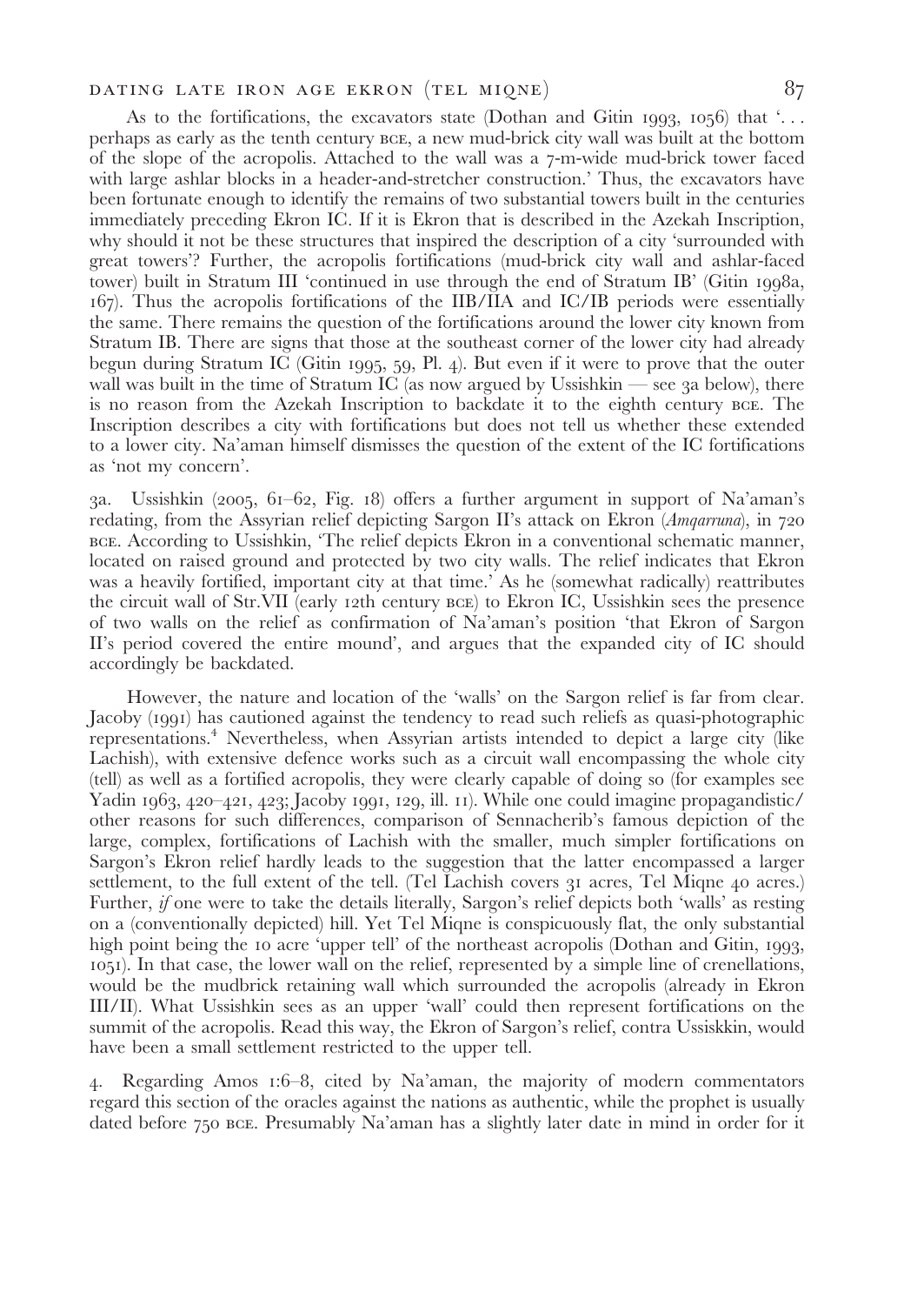As to the fortifications, the excavators state (Dothan and Gitin 1993, 1056) that '. . . perhaps as early as the tenth century BCE, a new mud-brick city wall was built at the bottom of the slope of the acropolis. Attached to the wall was a 7-m-wide mud-brick tower faced with large ashlar blocks in a header-and-stretcher construction.' Thus, the excavators have been fortunate enough to identify the remains of two substantial towers built in the centuries immediately preceding Ekron IC. If it is Ekron that is described in the Azekah Inscription, why should it not be these structures that inspired the description of a city 'surrounded with great towers'? Further, the acropolis fortifications (mud-brick city wall and ashlar-faced tower) built in Stratum III 'continued in use through the end of Stratum IB' (Gitin 1998a, 167). Thus the acropolis fortifications of the IIB/IIA and IC/IB periods were essentially the same. There remains the question of the fortifications around the lower city known from Stratum IB. There are signs that those at the southeast corner of the lower city had already begun during Stratum IC (Gitin 1995, 59, Pl. 4). But even if it were to prove that the outer wall was built in the time of Stratum IC (as now argued by Ussishkin — see 3a below), there is no reason from the Azekah Inscription to backdate it to the eighth century BCE. The Inscription describes a city with fortifications but does not tell us whether these extended to a lower city. Na'aman himself dismisses the question of the extent of the IC fortifications as 'not my concern'.

3a. Ussishkin (2005, 61–62, Fig. 18) offers a further argument in support of Na'aman's redating, from the Assyrian relief depicting Sargon II's attack on Ekron (*Amqarruna*), in 720 BCE. According to Ussishkin, 'The relief depicts Ekron in a conventional schematic manner, located on raised ground and protected by two city walls. The relief indicates that Ekron was a heavily fortified, important city at that time.' As he (somewhat radically) reattributes the circuit wall of Str.VII (early 12th century BCE) to Ekron IC, Ussishkin sees the presence of two walls on the relief as confirmation of Na'aman's position 'that Ekron of Sargon II's period covered the entire mound', and argues that the expanded city of IC should accordingly be backdated.

However, the nature and location of the 'walls' on the Sargon relief is far from clear. Jacoby (1991) has cautioned against the tendency to read such reliefs as quasi-photographic representations.[4] Nevertheless, when Assyrian artists intended to depict a large city (like Lachish), with extensive defence works such as a circuit wall encompassing the whole city (tell) as well as a fortified acropolis, they were clearly capable of doing so (for examples see Yadin 1963, 420–421, 423; Jacoby 1991, 129, ill. 11). While one could imagine propagandistic/other reasons for such differences, comparison of Sennacherib's famous depiction of the large, complex, fortifications of Lachish with the smaller, much simpler fortifications on Sargon's Ekron relief hardly leads to the suggestion that the latter encompassed a larger settlement, to the full extent of the tell. (Tel Lachish covers 31 acres, Tel Miqne 40 acres.) Further, *if* one were to take the details literally, Sargon's relief depicts both 'walls' as resting on a (conventionally depicted) hill. Yet Tel Miqne is conspicuously flat, the only substantial high point being the 10 acre 'upper tell' of the northeast acropolis (Dothan and Gitin, 1993, 1051). In that case, the lower wall on the relief, represented by a simple line of crenellations, would be the mudbrick retaining wall which surrounded the acropolis (already in Ekron III/II). What Ussishkin sees as an upper 'wall' could then represent fortifications on the summit of the acropolis. Read this way, the Ekron of Sargon's relief, contra Ussiskkin, would have been a small settlement restricted to the upper tell.

4. Regarding Amos 1:6–8, cited by Na'aman, the majority of modern commentators regard this section of the oracles against the nations as authentic, while the prophet is usually dated before 750 BCE. Presumably Na'aman has a slightly later date in mind in order for it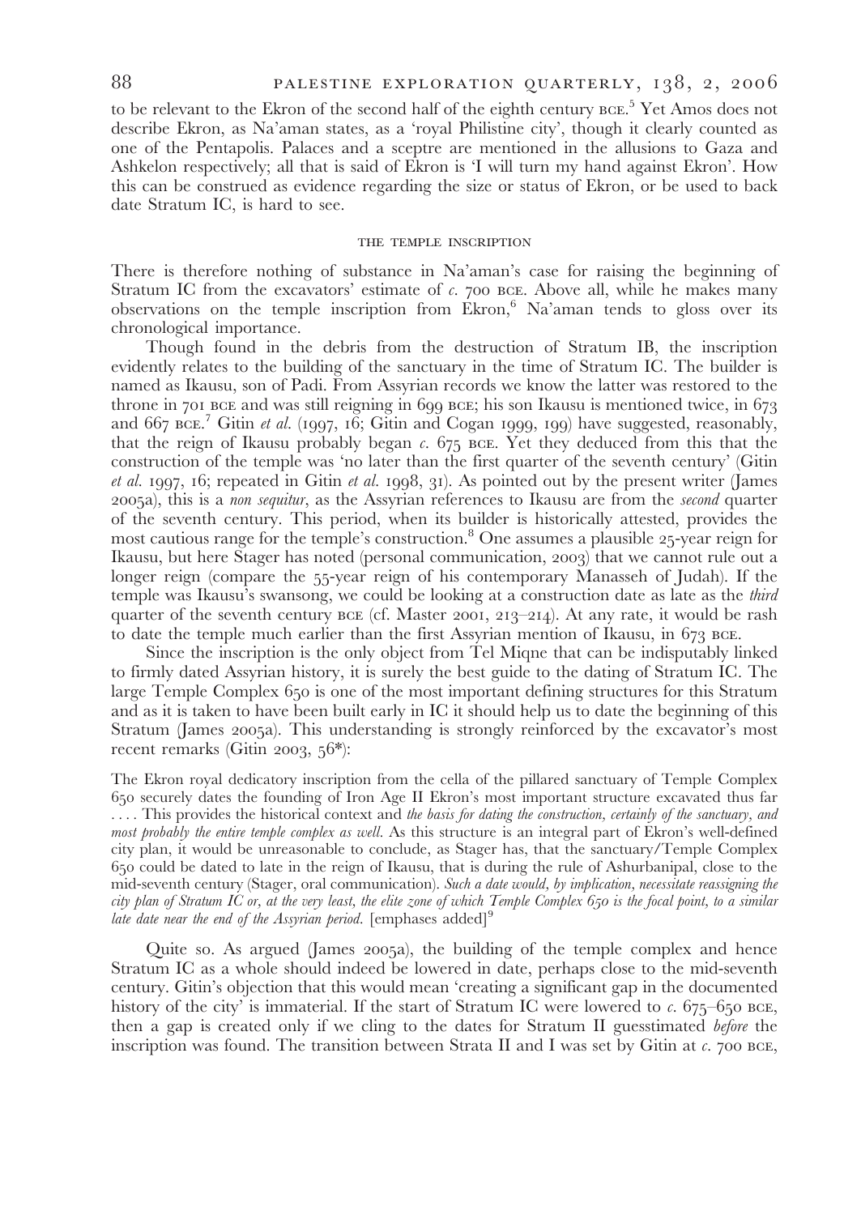to be relevant to the Ekron of the second half of the eighth century BCE.[5] Yet Amos does not describe Ekron, as Na'aman states, as a 'royal Philistine city', though it clearly counted as one of the Pentapolis. Palaces and a sceptre are mentioned in the allusions to Gaza and Ashkelon respectively; all that is said of Ekron is 'I will turn my hand against Ekron'. How this can be construed as evidence regarding the size or status of Ekron, or be used to back date Stratum IC, is hard to see.

## THE TEMPLE INSCRIPTION

There is therefore nothing of substance in Na'aman's case for raising the beginning of Stratum IC from the excavators' estimate of *c.* 700 BCE. Above all, while he makes many observations on the temple inscription from Ekron,[6] Na'aman tends to gloss over its chronological importance.

Though found in the debris from the destruction of Stratum IB, the inscription evidently relates to the building of the sanctuary in the time of Stratum IC. The builder is named as Ikausu, son of Padi. From Assyrian records we know the latter was restored to the throne in 701 BCE and was still reigning in 699 BCE; his son Ikausu is mentioned twice, in 673 and 667 BCE.[7] Gitin *et al.* (1997, 16; Gitin and Cogan 1999, 199) have suggested, reasonably, that the reign of Ikausu probably began *c.* 675 BCE. Yet they deduced from this that the construction of the temple was 'no later than the first quarter of the seventh century' (Gitin *et al.* 1997, 16; repeated in Gitin *et al.* 1998, 31). As pointed out by the present writer (James 2005a), this is a *non sequitur*, as the Assyrian references to Ikausu are from the *second* quarter of the seventh century. This period, when its builder is historically attested, provides the most cautious range for the temple's construction.[8] One assumes a plausible 25-year reign for Ikausu, but here Stager has noted (personal communication, 2003) that we cannot rule out a longer reign (compare the 55-year reign of his contemporary Manasseh of Judah). If the temple was Ikausu's swansong, we could be looking at a construction date as late as the *third* quarter of the seventh century BCE (cf. Master 2001, 213–214). At any rate, it would be rash to date the temple much earlier than the first Assyrian mention of Ikausu, in 673 BCE.

Since the inscription is the only object from Tel Miqne that can be indisputably linked to firmly dated Assyrian history, it is surely the best guide to the dating of Stratum IC. The large Temple Complex 650 is one of the most important defining structures for this Stratum and as it is taken to have been built early in IC it should help us to date the beginning of this Stratum (James 2005a). This understanding is strongly reinforced by the excavator's most recent remarks (Gitin 2003, 56*):

> The Ekron royal dedicatory inscription from the cella of the pillared sanctuary of Temple Complex 650 securely dates the founding of Iron Age II Ekron's most important structure excavated thus far . . . . This provides the historical context and *the basis for dating the construction, certainly of the sanctuary, and most probably the entire temple complex as well*. As this structure is an integral part of Ekron's well-defined city plan, it would be unreasonable to conclude, as Stager has, that the sanctuary/Temple Complex 650 could be dated to late in the reign of Ikausu, that is during the rule of Ashurbanipal, close to the mid-seventh century (Stager, oral communication). *Such a date would, by implication, necessitate reassigning the city plan of Stratum IC or, at the very least, the elite zone of which Temple Complex 650 is the focal point, to a similar late date near the end of the Assyrian period*. [emphases added][9]

Quite so. As argued (James 2005a), the building of the temple complex and hence Stratum IC as a whole should indeed be lowered in date, perhaps close to the mid-seventh century. Gitin's objection that this would mean 'creating a significant gap in the documented history of the city' is immaterial. If the start of Stratum IC were lowered to *c.* 675–650 BCE, then a gap is created only if we cling to the dates for Stratum II guesstimated *before* the inscription was found. The transition between Strata II and I was set by Gitin at *c.* 700 BCE,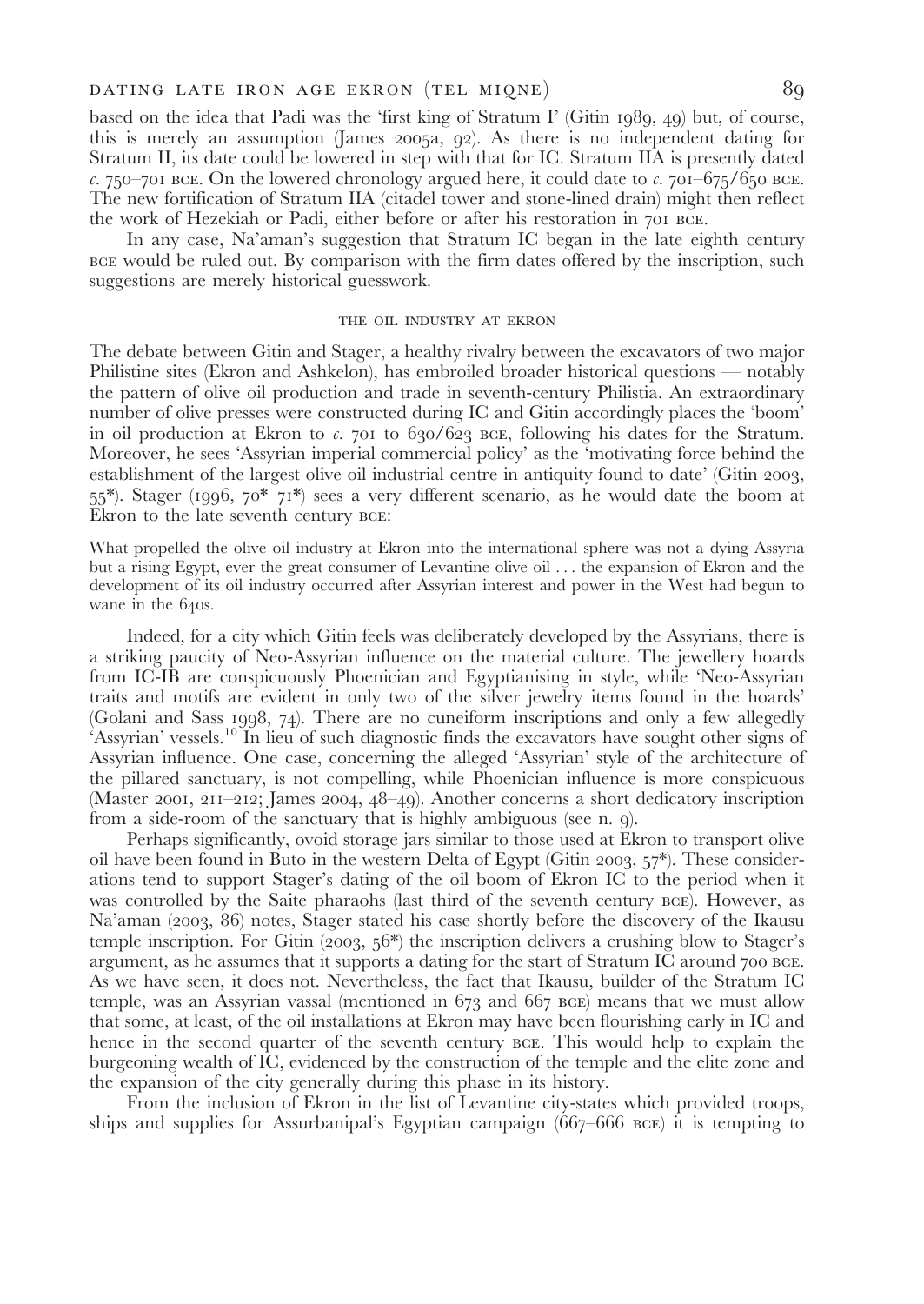based on the idea that Padi was the 'first king of Stratum I' (Gitin 1989, 49) but, of course, this is merely an assumption (James 2005a, 92). As there is no independent dating for Stratum II, its date could be lowered in step with that for IC. Stratum IIA is presently dated *c.* 750–701 BCE. On the lowered chronology argued here, it could date to *c.* 701–675/650 BCE. The new fortification of Stratum IIA (citadel tower and stone-lined drain) might then reflect the work of Hezekiah or Padi, either before or after his restoration in 701 BCE.

In any case, Na'aman's suggestion that Stratum IC began in the late eighth century BCE would be ruled out. By comparison with the firm dates offered by the inscription, such suggestions are merely historical guesswork.

## THE OIL INDUSTRY AT EKRON

The debate between Gitin and Stager, a healthy rivalry between the excavators of two major Philistine sites (Ekron and Ashkelon), has embroiled broader historical questions — notably the pattern of olive oil production and trade in seventh-century Philistia. An extraordinary number of olive presses were constructed during IC and Gitin accordingly places the 'boom' in oil production at Ekron to *c.* 701 to 630/623 BCE, following his dates for the Stratum. Moreover, he sees 'Assyrian imperial commercial policy' as the 'motivating force behind the establishment of the largest olive oil industrial centre in antiquity found to date' (Gitin 2003, 55*). Stager (1996, 70*–71*) sees a very different scenario, as he would date the boom at Ekron to the late seventh century BCE:

> What propelled the olive oil industry at Ekron into the international sphere was not a dying Assyria but a rising Egypt, ever the great consumer of Levantine olive oil . . . the expansion of Ekron and the development of its oil industry occurred after Assyrian interest and power in the West had begun to wane in the 640s.

Indeed, for a city which Gitin feels was deliberately developed by the Assyrians, there is a striking paucity of Neo-Assyrian influence on the material culture. The jewellery hoards from IC-IB are conspicuously Phoenician and Egyptianising in style, while 'Neo-Assyrian traits and motifs are evident in only two of the silver jewelry items found in the hoards' (Golani and Sass 1998, 74). There are no cuneiform inscriptions and only a few allegedly 'Assyrian' vessels.[10] In lieu of such diagnostic finds the excavators have sought other signs of Assyrian influence. One case, concerning the alleged 'Assyrian' style of the architecture of the pillared sanctuary, is not compelling, while Phoenician influence is more conspicuous (Master 2001, 211–212; James 2004, 48–49). Another concerns a short dedicatory inscription from a side-room of the sanctuary that is highly ambiguous (see n. 9).

Perhaps significantly, ovoid storage jars similar to those used at Ekron to transport olive oil have been found in Buto in the western Delta of Egypt (Gitin 2003, 57*). These considerations tend to support Stager's dating of the oil boom of Ekron IC to the period when it was controlled by the Saite pharaohs (last third of the seventh century BCE). However, as Na'aman (2003, 86) notes, Stager stated his case shortly before the discovery of the Ikausu temple inscription. For Gitin (2003, 56*) the inscription delivers a crushing blow to Stager's argument, as he assumes that it supports a dating for the start of Stratum IC around 700 BCE. As we have seen, it does not. Nevertheless, the fact that Ikausu, builder of the Stratum IC temple, was an Assyrian vassal (mentioned in 673 and 667 BCE) means that we must allow that some, at least, of the oil installations at Ekron may have been flourishing early in IC and hence in the second quarter of the seventh century BCE. This would help to explain the burgeoning wealth of IC, evidenced by the construction of the temple and the elite zone and the expansion of the city generally during this phase in its history.

From the inclusion of Ekron in the list of Levantine city-states which provided troops, ships and supplies for Assurbanipal's Egyptian campaign (667–666 BCE) it is tempting to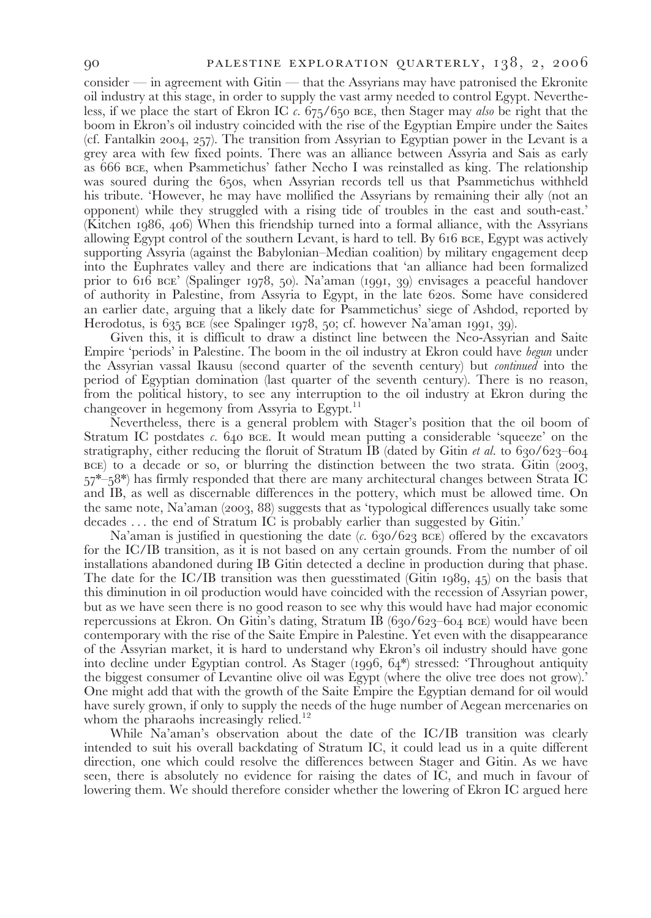consider — in agreement with Gitin — that the Assyrians may have patronised the Ekronite oil industry at this stage, in order to supply the vast army needed to control Egypt. Nevertheless, if we place the start of Ekron IC *c.* 675/650 BCE, then Stager may *also* be right that the boom in Ekron's oil industry coincided with the rise of the Egyptian Empire under the Saites (cf. Fantalkin 2004, 257). The transition from Assyrian to Egyptian power in the Levant is a grey area with few fixed points. There was an alliance between Assyria and Sais as early as 666 BCE, when Psammetichus' father Necho I was reinstalled as king. The relationship was soured during the 650s, when Assyrian records tell us that Psammetichus withheld his tribute. 'However, he may have mollified the Assyrians by remaining their ally (not an opponent) while they struggled with a rising tide of troubles in the east and south-east.' (Kitchen 1986, 406) When this friendship turned into a formal alliance, with the Assyrians allowing Egypt control of the southern Levant, is hard to tell. By 616 BCE, Egypt was actively supporting Assyria (against the Babylonian–Median coalition) by military engagement deep into the Euphrates valley and there are indications that 'an alliance had been formalized prior to 616 BCE' (Spalinger 1978, 50). Na'aman (1991, 39) envisages a peaceful handover of authority in Palestine, from Assyria to Egypt, in the late 620s. Some have considered an earlier date, arguing that a likely date for Psammetichus' siege of Ashdod, reported by Herodotus, is 635 BCE (see Spalinger 1978, 50; cf. however Na'aman 1991, 39).

Given this, it is difficult to draw a distinct line between the Neo-Assyrian and Saite Empire 'periods' in Palestine. The boom in the oil industry at Ekron could have *begun* under the Assyrian vassal Ikausu (second quarter of the seventh century) but *continued* into the period of Egyptian domination (last quarter of the seventh century). There is no reason, from the political history, to see any interruption to the oil industry at Ekron during the changeover in hegemony from Assyria to Egypt.[11]

Nevertheless, there is a general problem with Stager's position that the oil boom of Stratum IC postdates *c.* 640 BCE. It would mean putting a considerable 'squeeze' on the stratigraphy, either reducing the floruit of Stratum IB (dated by Gitin *et al.* to 630/623–604 BCE) to a decade or so, or blurring the distinction between the two strata. Gitin (2003, 57*–58*) has firmly responded that there are many architectural changes between Strata IC and IB, as well as discernable differences in the pottery, which must be allowed time. On the same note, Na'aman (2003, 88) suggests that as 'typological differences usually take some decades . . . the end of Stratum IC is probably earlier than suggested by Gitin.'

Na'aman is justified in questioning the date (*c.* 630/623 BCE) offered by the excavators for the IC/IB transition, as it is not based on any certain grounds. From the number of oil installations abandoned during IB Gitin detected a decline in production during that phase. The date for the IC/IB transition was then guesstimated (Gitin 1989, 45) on the basis that this diminution in oil production would have coincided with the recession of Assyrian power, but as we have seen there is no good reason to see why this would have had major economic repercussions at Ekron. On Gitin's dating, Stratum IB (630/623–604 BCE) would have been contemporary with the rise of the Saite Empire in Palestine. Yet even with the disappearance of the Assyrian market, it is hard to understand why Ekron's oil industry should have gone into decline under Egyptian control. As Stager (1996, 64*) stressed: 'Throughout antiquity the biggest consumer of Levantine olive oil was Egypt (where the olive tree does not grow).' One might add that with the growth of the Saite Empire the Egyptian demand for oil would have surely grown, if only to supply the needs of the huge number of Aegean mercenaries on whom the pharaohs increasingly relied.[12]

While Na'aman's observation about the date of the IC/IB transition was clearly intended to suit his overall backdating of Stratum IC, it could lead us in a quite different direction, one which could resolve the differences between Stager and Gitin. As we have seen, there is absolutely no evidence for raising the dates of IC, and much in favour of lowering them. We should therefore consider whether the lowering of Ekron IC argued here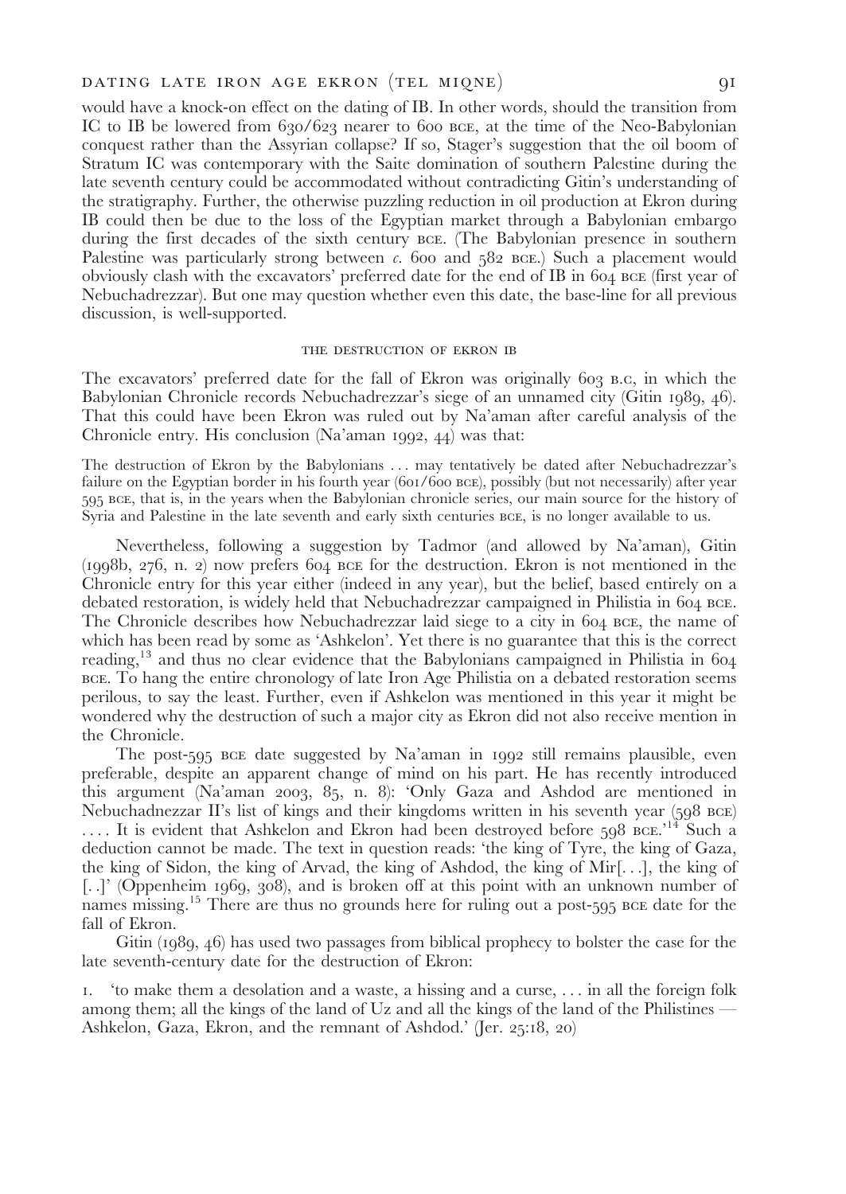would have a knock-on effect on the dating of IB. In other words, should the transition from IC to IB be lowered from 630/623 nearer to 600 BCE, at the time of the Neo-Babylonian conquest rather than the Assyrian collapse? If so, Stager's suggestion that the oil boom of Stratum IC was contemporary with the Saite domination of southern Palestine during the late seventh century could be accommodated without contradicting Gitin's understanding of the stratigraphy. Further, the otherwise puzzling reduction in oil production at Ekron during IB could then be due to the loss of the Egyptian market through a Babylonian embargo during the first decades of the sixth century BCE. (The Babylonian presence in southern Palestine was particularly strong between *c.* 600 and 582 BCE.) Such a placement would obviously clash with the excavators' preferred date for the end of IB in 604 BCE (first year of Nebuchadrezzar). But one may question whether even this date, the base-line for all previous discussion, is well-supported.

## THE DESTRUCTION OF EKRON IB

The excavators' preferred date for the fall of Ekron was originally 603 B.C, in which the Babylonian Chronicle records Nebuchadrezzar's siege of an unnamed city (Gitin 1989, 46). That this could have been Ekron was ruled out by Na'aman after careful analysis of the Chronicle entry. His conclusion (Na'aman 1992, 44) was that:

> The destruction of Ekron by the Babylonians ... may tentatively be dated after Nebuchadrezzar's failure on the Egyptian border in his fourth year (601/600 BCE), possibly (but not necessarily) after year 595 BCE, that is, in the years when the Babylonian chronicle series, our main source for the history of Syria and Palestine in the late seventh and early sixth centuries BCE, is no longer available to us.

Nevertheless, following a suggestion by Tadmor (and allowed by Na'aman), Gitin (1998b, 276, n. 2) now prefers 604 BCE for the destruction. Ekron is not mentioned in the Chronicle entry for this year either (indeed in any year), but the belief, based entirely on a debated restoration, is widely held that Nebuchadrezzar campaigned in Philistia in 604 BCE. The Chronicle describes how Nebuchadrezzar laid siege to a city in 604 BCE, the name of which has been read by some as 'Ashkelon'. Yet there is no guarantee that this is the correct reading,[13] and thus no clear evidence that the Babylonians campaigned in Philistia in 604 BCE. To hang the entire chronology of late Iron Age Philistia on a debated restoration seems perilous, to say the least. Further, even if Ashkelon was mentioned in this year it might be wondered why the destruction of such a major city as Ekron did not also receive mention in the Chronicle.

The post-595 BCE date suggested by Na'aman in 1992 still remains plausible, even preferable, despite an apparent change of mind on his part. He has recently introduced this argument (Na'aman 2003, 85, n. 8): 'Only Gaza and Ashdod are mentioned in Nebuchadnezzar II's list of kings and their kingdoms written in his seventh year (598 BCE) .... It is evident that Ashkelon and Ekron had been destroyed before 598 BCE.'[14] Such a deduction cannot be made. The text in question reads: 'the king of Tyre, the king of Gaza, the king of Sidon, the king of Arvad, the king of Ashdod, the king of Mir[...], the king of [..]' (Oppenheim 1969, 308), and is broken off at this point with an unknown number of names missing.[15] There are thus no grounds here for ruling out a post-595 BCE date for the fall of Ekron.

Gitin (1989, 46) has used two passages from biblical prophecy to bolster the case for the late seventh-century date for the destruction of Ekron:

1. 'to make them a desolation and a waste, a hissing and a curse, ... in all the foreign folk among them; all the kings of the land of Uz and all the kings of the land of the Philistines — Ashkelon, Gaza, Ekron, and the remnant of Ashdod.' (Jer. 25:18, 20)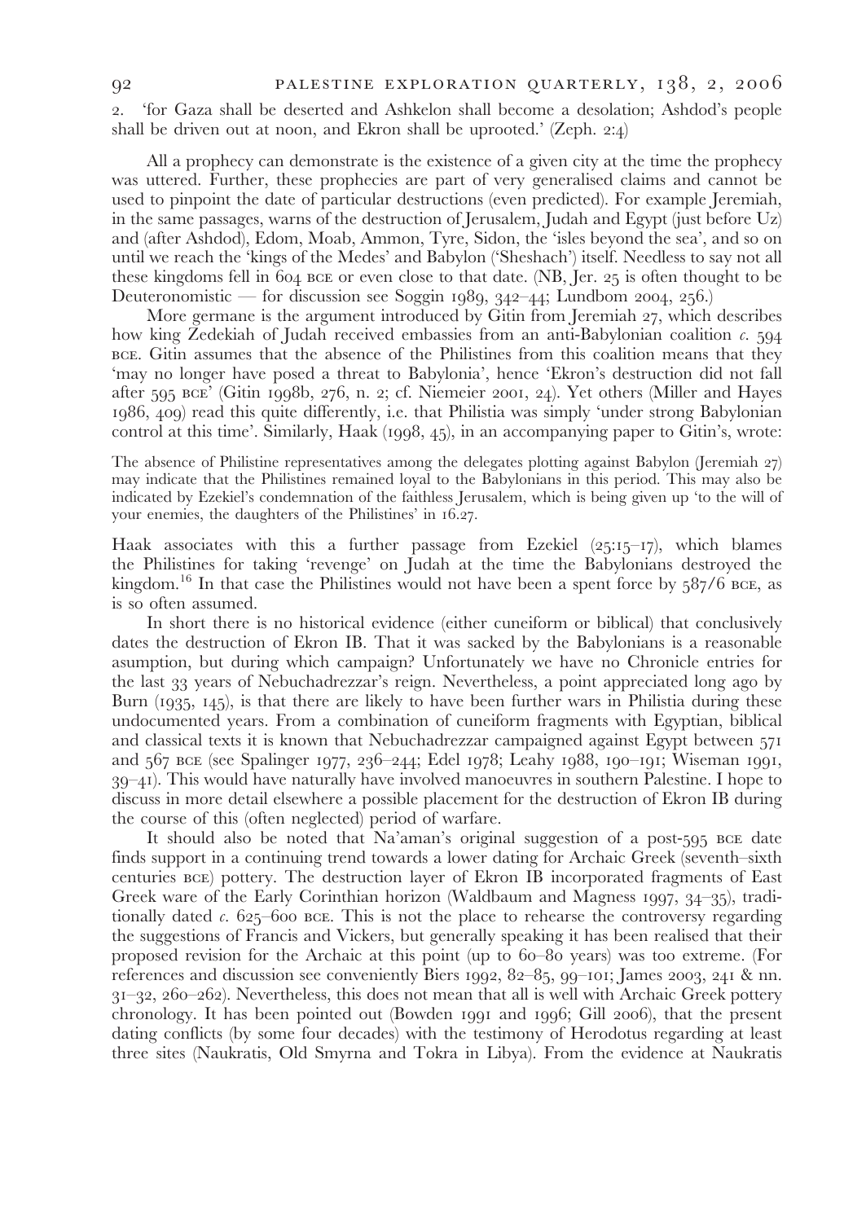2. 'for Gaza shall be deserted and Ashkelon shall become a desolation; Ashdod's people shall be driven out at noon, and Ekron shall be uprooted.' (Zeph. 2:4)

All a prophecy can demonstrate is the existence of a given city at the time the prophecy was uttered. Further, these prophecies are part of very generalised claims and cannot be used to pinpoint the date of particular destructions (even predicted). For example Jeremiah, in the same passages, warns of the destruction of Jerusalem, Judah and Egypt (just before Uz) and (after Ashdod), Edom, Moab, Ammon, Tyre, Sidon, the 'isles beyond the sea', and so on until we reach the 'kings of the Medes' and Babylon ('Sheshach') itself. Needless to say not all these kingdoms fell in 604 BCE or even close to that date. (NB, Jer. 25 is often thought to be Deuteronomistic — for discussion see Soggin 1989, 342–44; Lundbom 2004, 256.)

More germane is the argument introduced by Gitin from Jeremiah 27, which describes how king Zedekiah of Judah received embassies from an anti-Babylonian coalition *c.* 594 BCE. Gitin assumes that the absence of the Philistines from this coalition means that they 'may no longer have posed a threat to Babylonia', hence 'Ekron's destruction did not fall after 595 BCE' (Gitin 1998b, 276, n. 2; cf. Niemeier 2001, 24). Yet others (Miller and Hayes 1986, 409) read this quite differently, i.e. that Philistia was simply 'under strong Babylonian control at this time'. Similarly, Haak (1998, 45), in an accompanying paper to Gitin's, wrote:

> The absence of Philistine representatives among the delegates plotting against Babylon (Jeremiah 27) may indicate that the Philistines remained loyal to the Babylonians in this period. This may also be indicated by Ezekiel's condemnation of the faithless Jerusalem, which is being given up 'to the will of your enemies, the daughters of the Philistines' in 16.27.

Haak associates with this a further passage from Ezekiel (25:15–17), which blames the Philistines for taking 'revenge' on Judah at the time the Babylonians destroyed the kingdom.[16] In that case the Philistines would not have been a spent force by 587/6 BCE, as is so often assumed.

In short there is no historical evidence (either cuneiform or biblical) that conclusively dates the destruction of Ekron IB. That it was sacked by the Babylonians is a reasonable asumption, but during which campaign? Unfortunately we have no Chronicle entries for the last 33 years of Nebuchadrezzar's reign. Nevertheless, a point appreciated long ago by Burn (1935, 145), is that there are likely to have been further wars in Philistia during these undocumented years. From a combination of cuneiform fragments with Egyptian, biblical and classical texts it is known that Nebuchadrezzar campaigned against Egypt between 571 and 567 BCE (see Spalinger 1977, 236–244; Edel 1978; Leahy 1988, 190–191; Wiseman 1991, 39–41). This would have naturally have involved manoeuvres in southern Palestine. I hope to discuss in more detail elsewhere a possible placement for the destruction of Ekron IB during the course of this (often neglected) period of warfare.

It should also be noted that Na'aman's original suggestion of a post-595 BCE date finds support in a continuing trend towards a lower dating for Archaic Greek (seventh–sixth centuries BCE) pottery. The destruction layer of Ekron IB incorporated fragments of East Greek ware of the Early Corinthian horizon (Waldbaum and Magness 1997, 34–35), traditionally dated *c.* 625–600 BCE. This is not the place to rehearse the controversy regarding the suggestions of Francis and Vickers, but generally speaking it has been realised that their proposed revision for the Archaic at this point (up to 60–80 years) was too extreme. (For references and discussion see conveniently Biers 1992, 82–85, 99–101; James 2003, 241 & nn. 31–32, 260–262). Nevertheless, this does not mean that all is well with Archaic Greek pottery chronology. It has been pointed out (Bowden 1991 and 1996; Gill 2006), that the present dating conflicts (by some four decades) with the testimony of Herodotus regarding at least three sites (Naukratis, Old Smyrna and Tokra in Libya). From the evidence at Naukratis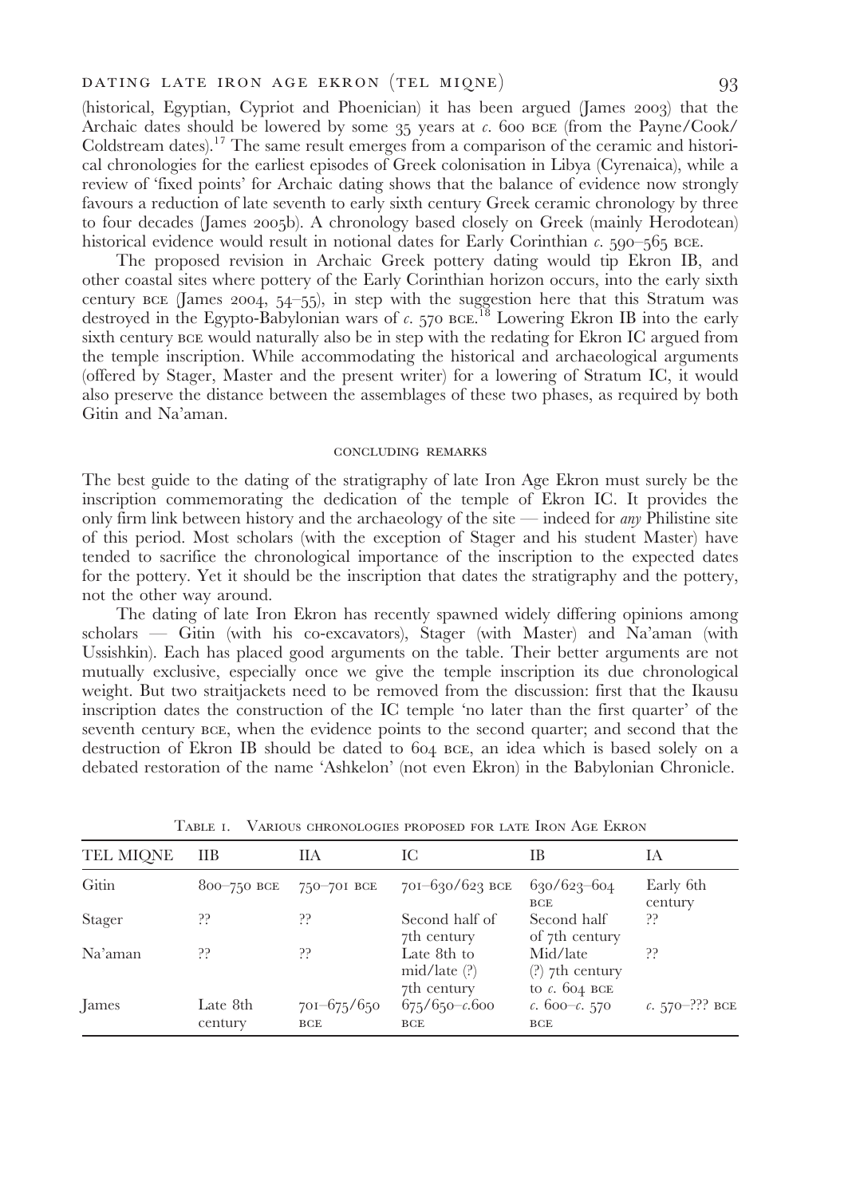(historical, Egyptian, Cypriot and Phoenician) it has been argued (James 2003) that the Archaic dates should be lowered by some 35 years at *c.* 600 BCE (from the Payne/Cook/Coldstream dates).[17] The same result emerges from a comparison of the ceramic and historical chronologies for the earliest episodes of Greek colonisation in Libya (Cyrenaica), while a review of 'fixed points' for Archaic dating shows that the balance of evidence now strongly favours a reduction of late seventh to early sixth century Greek ceramic chronology by three to four decades (James 2005b). A chronology based closely on Greek (mainly Herodotean) historical evidence would result in notional dates for Early Corinthian *c.* 590–565 BCE.

The proposed revision in Archaic Greek pottery dating would tip Ekron IB, and other coastal sites where pottery of the Early Corinthian horizon occurs, into the early sixth century BCE (James 2004, 54–55), in step with the suggestion here that this Stratum was destroyed in the Egypto-Babylonian wars of *c.* 570 BCE.[18] Lowering Ekron IB into the early sixth century BCE would naturally also be in step with the redating for Ekron IC argued from the temple inscription. While accommodating the historical and archaeological arguments (offered by Stager, Master and the present writer) for a lowering of Stratum IC, it would also preserve the distance between the assemblages of these two phases, as required by both Gitin and Na'aman.

## CONCLUDING REMARKS

The best guide to the dating of the stratigraphy of late Iron Age Ekron must surely be the inscription commemorating the dedication of the temple of Ekron IC. It provides the only firm link between history and the archaeology of the site — indeed for *any* Philistine site of this period. Most scholars (with the exception of Stager and his student Master) have tended to sacrifice the chronological importance of the inscription to the expected dates for the pottery. Yet it should be the inscription that dates the stratigraphy and the pottery, not the other way around.

The dating of late Iron Ekron has recently spawned widely differing opinions among scholars — Gitin (with his co-excavators), Stager (with Master) and Na'aman (with Ussishkin). Each has placed good arguments on the table. Their better arguments are not mutually exclusive, especially once we give the temple inscription its due chronological weight. But two straitjackets need to be removed from the discussion: first that the Ikausu inscription dates the construction of the IC temple 'no later than the first quarter' of the seventh century BCE, when the evidence points to the second quarter; and second that the destruction of Ekron IB should be dated to 604 BCE, an idea which is based solely on a debated restoration of the name 'Ashkelon' (not even Ekron) in the Babylonian Chronicle.

Table 1. Various chronologies proposed for late Iron Age Ekron

| TEL MIQNE | IIB | IIA | IC | IB | IA |
|---|---|---|---|---|---|
| Gitin | 800–750 BCE | 750–701 BCE | 701–630/623 BCE | 630/623–604 BCE | Early 6th century |
| Stager | ?? | ?? | Second half of 7th century | Second half of 7th century | ?? |
| Na'aman | ?? | ?? | Late 8th to mid/late (?) 7th century | Mid/late (?) 7th century to *c.* 604 BCE | ?? |
| James | Late 8th century | 701–675/650 BCE | 675/650–*c.*600 BCE | *c.* 600–*c.* 570 BCE | *c.* 570–??? BCE |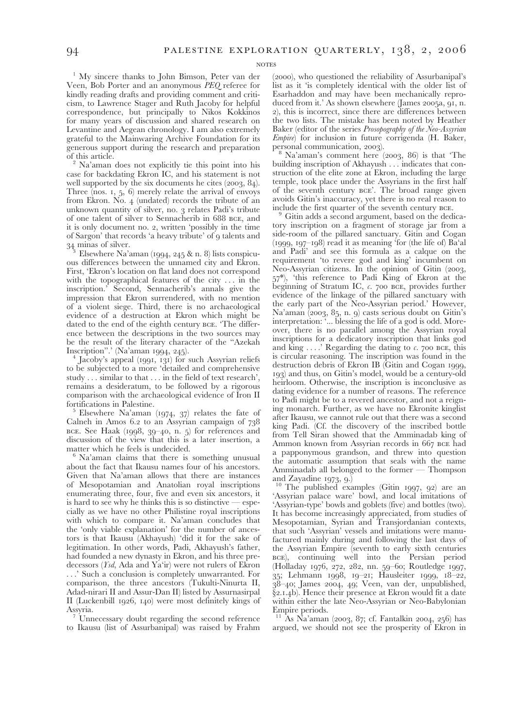NOTES

[1] My sincere thanks to John Bimson, Peter van der Veen, Bob Porter and an anonymous *PEQ* referee for kindly reading drafts and providing comment and criticism, to Lawrence Stager and Ruth Jacoby for helpful correspondence, but principally to Nikos Kokkinos for many years of discussion and shared research on Levantine and Aegean chronology. I am also extremely grateful to the Mainwaring Archive Foundation for its generous support during the research and preparation of this article.

[2] Na'aman does not explicitly tie this point into his case for backdating Ekron IC, and his statement is not well supported by the six documents he cites (2003, 84). Three (nos. 1, 5, 6) merely relate the arrival of envoys from Ekron. No. 4 (undated) records the tribute of an unknown quantity of silver, no. 3 relates Padi's tribute of one talent of silver to Sennacherib in 688 BCE, and it is only document no. 2, written 'possibly in the time of Sargon' that records 'a heavy tribute' of 9 talents and 34 minas of silver.

[3] Elsewhere Na'aman (1994, 245 & n. 8) lists conspicuous differences between the unnamed city and Ekron. First, 'Ekron's location on flat land does not correspond with the topographical features of the city ... in the inscription.' Second, Sennacherib's annals give the impression that Ekron surrendered, with no mention of a violent siege. Third, there is no archaeological evidence of a destruction at Ekron which might be dated to the end of the eighth century BCE. 'The difference between the descriptions in the two sources may be the result of the literary character of the "Azekah Inscription".' (Na'aman 1994, 245).

[4] Jacoby's appeal (1991, 131) for such Assyrian reliefs to be subjected to a more 'detailed and comprehensive study ... similar to that ... in the field of text research', remains a desideratum, to be followed by a rigorous comparison with the archaeological evidence of Iron II fortifications in Palestine.

[5] Elsewhere Na'aman (1974, 37) relates the fate of Calneh in Amos 6.2 to an Assyrian campaign of 738 BCE. See Haak (1998, 39–40, n. 5) for references and discussion of the view that this is a later insertion, a matter which he feels is undecided.

[6] Na'aman claims that there is something unusual about the fact that Ikausu names four of his ancestors. Given that Na'aman allows that there are instances of Mesopotamian and Anatolian royal inscriptions enumerating three, four, five and even six ancestors, it is hard to see why he thinks this is so distinctive — especially as we have no other Philistine royal inscriptions with which to compare it. Na'aman concludes that the 'only viable explanation' for the number of ancestors is that Ikausu (Akhayush) 'did it for the sake of legitimation. In other words, Padi, Akhayush's father, had founded a new dynasty in Ekron, and his three predecessors (*Ysd*, Ada and Ya'ir) were not rulers of Ekron ...' Such a conclusion is completely unwarranted. For comparison, the three ancestors (Tukulti-Ninurta II, Adad-nirari II and Assur-Dan II) listed by Assurnasirpal II (Luckenbill 1926, 140) were most definitely kings of Assyria.

[7] Unnecessary doubt regarding the second reference to Ikausu (list of Assurbanipal) was raised by Frahm (2000), who questioned the reliability of Assurbanipal's list as it 'is completely identical with the older list of Esarhaddon and may have been mechanically reproduced from it.' As shown elsewhere (James 2005a, 91, n. 2), this is incorrect, since there are differences between the two lists. The mistake has been noted by Heather Baker (editor of the series *Prosopography of the Neo-Assyrian Empire*) for inclusion in future corrigenda (H. Baker, personal communication, 2003).

[8] Na'aman's comment here (2003, 86) is that 'The building inscription of Akhayush ... indicates that construction of the elite zone at Ekron, including the large temple, took place under the Assyrians in the first half of the seventh century BCE'. The broad range given avoids Gitin's inaccuracy, yet there is no real reason to include the first quarter of the seventh century BCE.

[9] Gitin adds a second argument, based on the dedicatory inscription on a fragment of storage jar from a side-room of the pillared sanctuary. Gitin and Cogan (1999, 197–198) read it as meaning 'for (the life of) Ba'al and Padi' and see this formula as a calque on the requirement 'to revere god and king' incumbent on Neo-Assyrian citizens. In the opinion of Gitin (2003, 57*), 'this reference to Padi King of Ekron at the beginning of Stratum IC, *c.* 700 BCE, provides further evidence of the linkage of the pillared sanctuary with the early part of the Neo-Assyrian period.' However, Na'aman (2003, 85, n. 9) casts serious doubt on Gitin's interpretation: '... blessing the life of a god is odd. Moreover, there is no parallel among the Assyrian royal inscriptions for a dedicatory inscription that links god and king ....' Regarding the dating to *c.* 700 BCE, this is circular reasoning. The inscription was found in the destruction debris of Ekron IB (Gitin and Cogan 1999, 193) and thus, on Gitin's model, would be a century-old heirloom. Otherwise, the inscription is inconclusive as dating evidence for a number of reasons. The reference to Padi might be to a revered ancestor, and not a reigning monarch. Further, as we have no Ekronite kinglist after Ikausu, we cannot rule out that there was a second king Padi. (Cf. the discovery of the inscribed bottle from Tell Siran showed that the Amminadab king of Ammon known from Assyrian records in 667 BCE had a papponymous grandson, and threw into question the automatic assumption that seals with the name Amminadab all belonged to the former — Thompson and Zayadine 1973, 9.)

[10] The published examples (Gitin 1997, 92) are an 'Assyrian palace ware' bowl, and local imitations of 'Assyrian-type' bowls and goblets (five) and bottles (two). It has become increasingly appreciated, from studies of Mesopotamian, Syrian and Transjordanian contexts, that such 'Assyrian' vessels and imitations were manufactured mainly during and following the last days of the Assyrian Empire (seventh to early sixth centuries BCE), continuing well into the Persian period (Holladay 1976, 272, 282, nn. 59–60; Routledge 1997, 35; Lehmann 1998, 19–21; Hausleiter 1999, 18–22, 38–40; James 2004, 49; Veen, van der, unpublished, §2.1.4b). Hence their presence at Ekron would fit a date within either the late Neo-Assyrian or Neo-Babylonian Empire periods.

[11] As Na'aman (2003, 87; cf. Fantalkin 2004, 256) has argued, we should not see the prosperity of Ekron in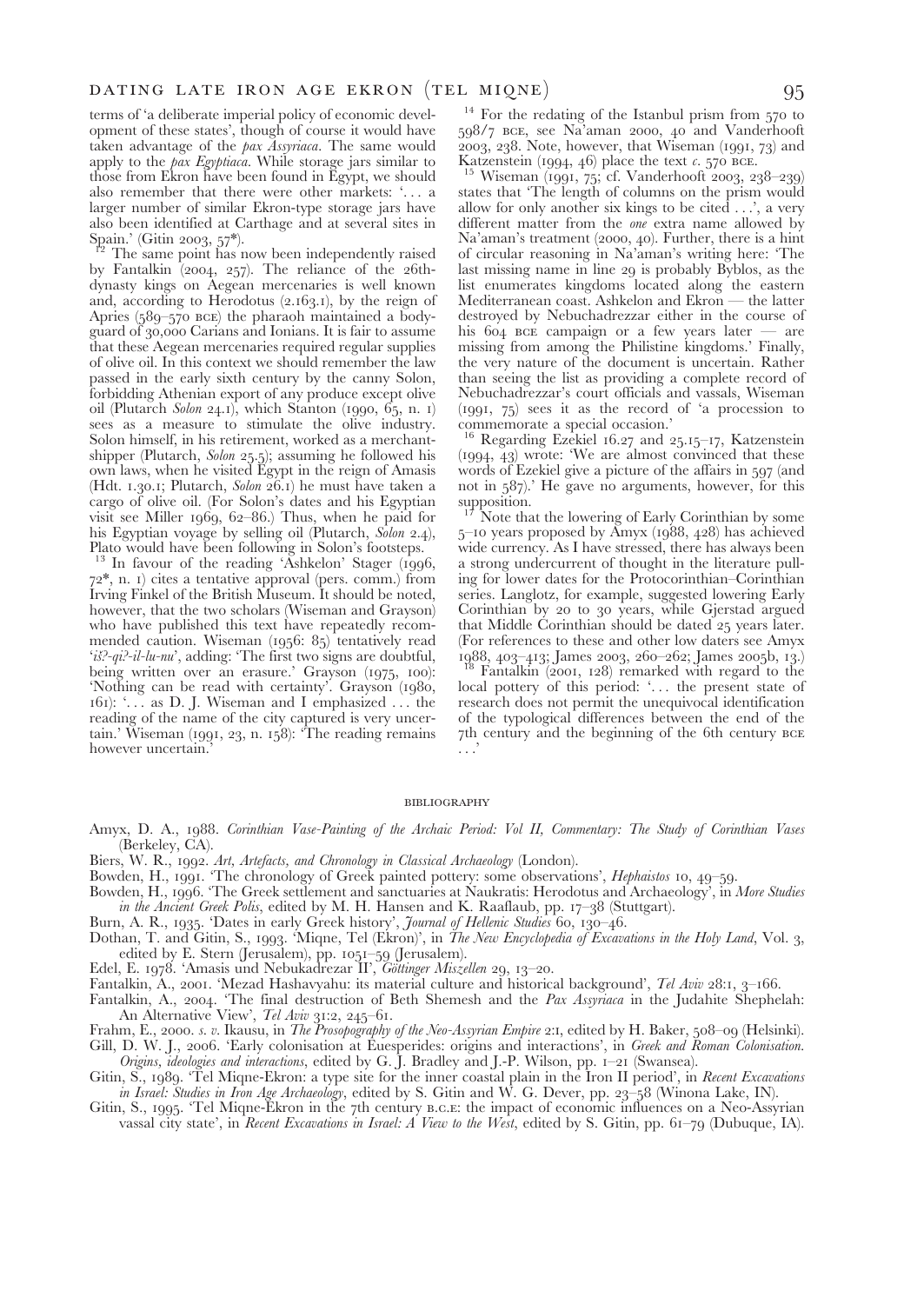terms of 'a deliberate imperial policy of economic development of these states', though of course it would have taken advantage of the *pax Assyriaca*. The same would apply to the *pax Egyptiaca*. While storage jars similar to those from Ekron have been found in Egypt, we should also remember that there were other markets: '... a larger number of similar Ekron-type storage jars have also been identified at Carthage and at several sites in Spain.' (Gitin 2003, 57*).

[12] The same point has now been independently raised by Fantalkin (2004, 257). The reliance of the 26th-dynasty kings on Aegean mercenaries is well known and, according to Herodotus (2.163.1), by the reign of Apries (589–570 BCE) the pharaoh maintained a bodyguard of 30,000 Carians and Ionians. It is fair to assume that these Aegean mercenaries required regular supplies of olive oil. In this context we should remember the law passed in the early sixth century by the canny Solon, forbidding Athenian export of any produce except olive oil (Plutarch *Solon* 24.1), which Stanton (1990, 65, n. 1) sees as a measure to stimulate the olive industry. Solon himself, in his retirement, worked as a merchant-shipper (Plutarch, *Solon* 25.5); assuming he followed his own laws, when he visited Egypt in the reign of Amasis (Hdt. 1.30.1; Plutarch, *Solon* 26.1) he must have taken a cargo of olive oil. (For Solon's dates and his Egyptian visit see Miller 1969, 62–86.) Thus, when he paid for his Egyptian voyage by selling oil (Plutarch, *Solon* 2.4), Plato would have been following in Solon's footsteps.

[13] In favour of the reading 'Ashkelon' Stager (1996, 72*, n. 1) cites a tentative approval (pers. comm.) from Irving Finkel of the British Museum. It should be noted, however, that the two scholars (Wiseman and Grayson) who have published this text have repeatedly recommended caution. Wiseman (1956: 85) tentatively read '*iš?-qi?-il-lu-nu*', adding: 'The first two signs are doubtful, being written over an erasure.' Grayson (1975, 100): 'Nothing can be read with certainty'. Grayson (1980, 161): '... as D. J. Wiseman and I emphasized ... the reading of the name of the city captured is very uncertain.' Wiseman (1991, 23, n. 158): 'The reading remains however uncertain.'

[14] For the redating of the Istanbul prism from 570 to 598/7 BCE, see Na'aman 2000, 40 and Vanderhooft 2003, 238. Note, however, that Wiseman (1991, 73) and Katzenstein (1994, 46) place the text *c.* 570 BCE.

[15] Wiseman (1991, 75; cf. Vanderhooft 2003, 238–239) states that 'The length of columns on the prism would allow for only another six kings to be cited ...', a very different matter from the *one* extra name allowed by Na'aman's treatment (2000, 40). Further, there is a hint of circular reasoning in Na'aman's writing here: 'The last missing name in line 29 is probably Byblos, as the list enumerates kingdoms located along the eastern Mediterranean coast. Ashkelon and Ekron — the latter destroyed by Nebuchadrezzar either in the course of his 604 BCE campaign or a few years later — are missing from among the Philistine kingdoms.' Finally, the very nature of the document is uncertain. Rather than seeing the list as providing a complete record of Nebuchadrezzar's court officials and vassals, Wiseman (1991, 75) sees it as the record of 'a procession to commemorate a special occasion.'

[16] Regarding Ezekiel 16.27 and 25.15–17, Katzenstein (1994, 43) wrote: 'We are almost convinced that these words of Ezekiel give a picture of the affairs in 597 (and not in 587).' He gave no arguments, however, for this supposition.

[17] Note that the lowering of Early Corinthian by some 5–10 years proposed by Amyx (1988, 428) has achieved wide currency. As I have stressed, there has always been a strong undercurrent of thought in the literature pulling for lower dates for the Protocorinthian–Corinthian series. Langlotz, for example, suggested lowering Early Corinthian by 20 to 30 years, while Gjerstad argued that Middle Corinthian should be dated 25 years later. (For references to these and other low daters see Amyx 1988, 403–413; James 2003, 260–262; James 2005b, 13.)

[18] Fantalkin (2001, 128) remarked with regard to the local pottery of this period: '... the present state of research does not permit the unequivocal identification of the typological differences between the end of the 7th century and the beginning of the 6th century BCE ...'

## BIBLIOGRAPHY

Amyx, D. A., 1988. *Corinthian Vase-Painting of the Archaic Period: Vol II, Commentary: The Study of Corinthian Vases* (Berkeley, CA).

Biers, W. R., 1992. *Art, Artefacts, and Chronology in Classical Archaeology* (London).

Bowden, H., 1991. 'The chronology of Greek painted pottery: some observations', *Hephaistos* 10, 49–59.

Bowden, H., 1996. 'The Greek settlement and sanctuaries at Naukratis: Herodotus and Archaeology', in *More Studies in the Ancient Greek Polis*, edited by M. H. Hansen and K. Raaflaub, pp. 17–38 (Stuttgart).

Burn, A. R., 1935. 'Dates in early Greek history', *Journal of Hellenic Studies* 60, 130–46.

Dothan, T. and Gitin, S., 1993. 'Miqne, Tel (Ekron)', in *The New Encyclopedia of Excavations in the Holy Land*, Vol. 3, edited by E. Stern (Jerusalem), pp. 1051–59 (Jerusalem).

Edel, E. 1978. 'Amasis und Nebukadrezar II', *Göttinger Miszellen* 29, 13–20.

Fantalkin, A., 2001. 'Mezad Hashavyahu: its material culture and historical background', *Tel Aviv* 28:1, 3–166.

Fantalkin, A., 2004. 'The final destruction of Beth Shemesh and the *Pax Assyriaca* in the Judahite Shephelah: An Alternative View', *Tel Aviv* 31:2, 245–61.

Frahm, E., 2000. *s. v.* Ikausu, in *The Prosopography of the Neo-Assyrian Empire* 2:I, edited by H. Baker, 508–09 (Helsinki).

Gill, D. W. J., 2006. 'Early colonisation at Euesperides: origins and interactions', in *Greek and Roman Colonisation. Origins, ideologies and interactions*, edited by G. J. Bradley and J.-P. Wilson, pp. 1–21 (Swansea).

Gitin, S., 1989. 'Tel Miqne-Ekron: a type site for the inner coastal plain in the Iron II period', in *Recent Excavations in Israel: Studies in Iron Age Archaeology*, edited by S. Gitin and W. G. Dever, pp. 23–58 (Winona Lake, IN).

Gitin, S., 1995. 'Tel Miqne-Ekron in the 7th century B.C.E: the impact of economic influences on a Neo-Assyrian vassal city state', in *Recent Excavations in Israel: A View to the West*, edited by S. Gitin, pp. 61–79 (Dubuque, IA).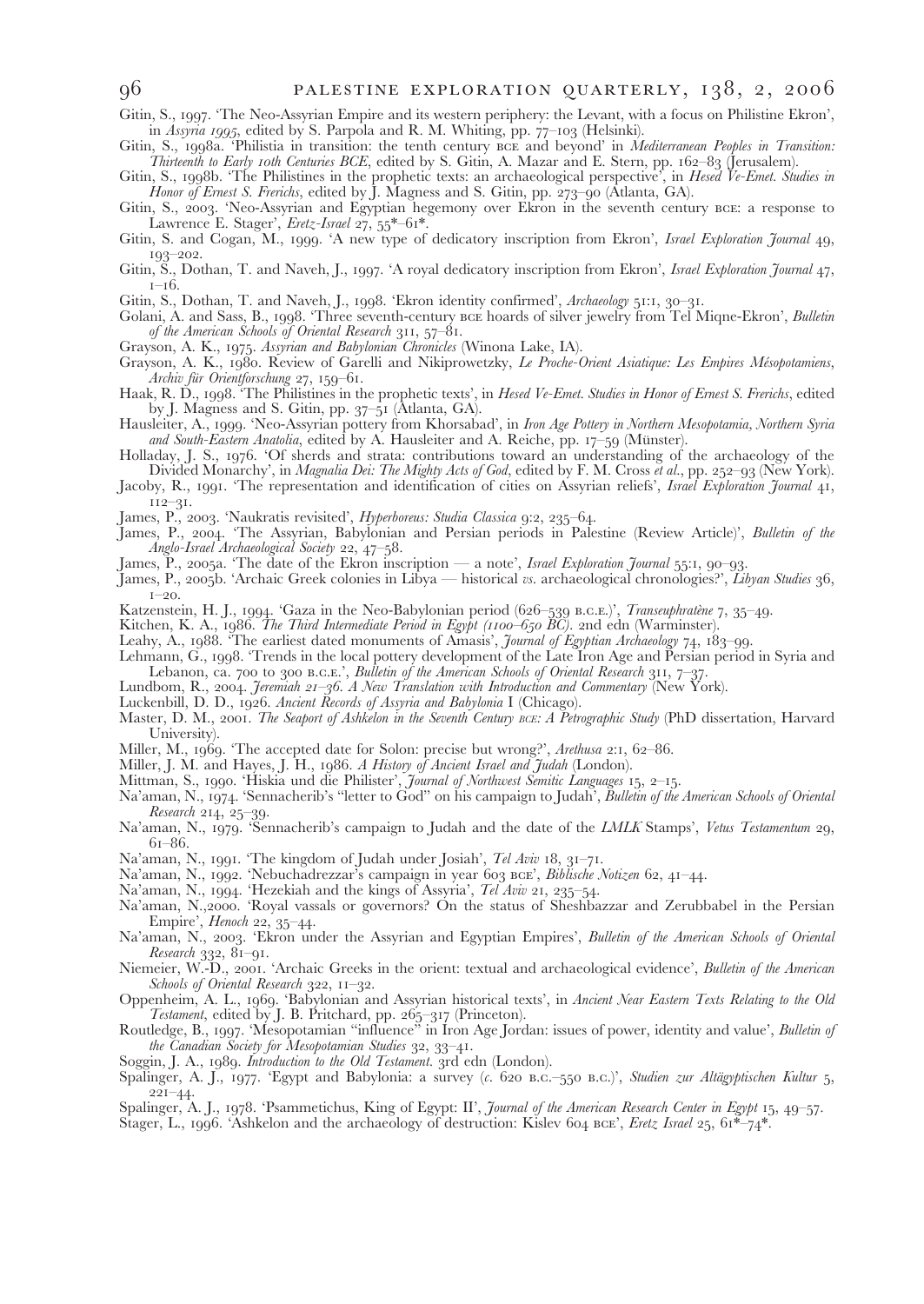Gitin, S., 1997. 'The Neo-Assyrian Empire and its western periphery: the Levant, with a focus on Philistine Ekron', in *Assyria 1995*, edited by S. Parpola and R. M. Whiting, pp. 77–103 (Helsinki).

Gitin, S., 1998a. 'Philistia in transition: the tenth century BCE and beyond' in *Mediterranean Peoples in Transition: Thirteenth to Early 10th Centuries BCE*, edited by S. Gitin, A. Mazar and E. Stern, pp. 162–83 (Jerusalem).

Gitin, S., 1998b. 'The Philistines in the prophetic texts: an archaeological perspective', in *Hesed Ve-Emet. Studies in Honor of Ernest S. Frerichs*, edited by J. Magness and S. Gitin, pp. 273–90 (Atlanta, GA).

Gitin, S., 2003. 'Neo-Assyrian and Egyptian hegemony over Ekron in the seventh century BCE: a response to Lawrence E. Stager', *Eretz-Israel* 27, 55*–61*.

Gitin, S. and Cogan, M., 1999. 'A new type of dedicatory inscription from Ekron', *Israel Exploration Journal* 49, 193–202.

Gitin, S., Dothan, T. and Naveh, J., 1997. 'A royal dedicatory inscription from Ekron', *Israel Exploration Journal* 47, 1–16.

Gitin, S., Dothan, T. and Naveh, J., 1998. 'Ekron identity confirmed', *Archaeology* 51:1, 30–31.

Golani, A. and Sass, B., 1998. 'Three seventh-century BCE hoards of silver jewelry from Tel Miqne-Ekron', *Bulletin of the American Schools of Oriental Research* 311, 57–81.

Grayson, A. K., 1975. *Assyrian and Babylonian Chronicles* (Winona Lake, IA).

Grayson, A. K., 1980. Review of Garelli and Nikiprowetzky, *Le Proche-Orient Asiatique: Les Empires Mésopotamiens*, *Archiv für Orientforschung* 27, 159–61.

Haak, R. D., 1998. 'The Philistines in the prophetic texts', in *Hesed Ve-Emet. Studies in Honor of Ernest S. Frerichs*, edited by J. Magness and S. Gitin, pp. 37–51 (Atlanta, GA).

Hausleiter, A., 1999. 'Neo-Assyrian pottery from Khorsabad', in *Iron Age Pottery in Northern Mesopotamia, Northern Syria and South-Eastern Anatolia*, edited by A. Hausleiter and A. Reiche, pp. 17–59 (Münster).

Holladay, J. S., 1976. 'Of sherds and strata: contributions toward an understanding of the archaeology of the Divided Monarchy', in *Magnalia Dei: The Mighty Acts of God*, edited by F. M. Cross *et al.*, pp. 252–93 (New York).

Jacoby, R., 1991. 'The representation and identification of cities on Assyrian reliefs', *Israel Exploration Journal* 41, 112–31.

James, P., 2003. 'Naukratis revisited', *Hyperboreus: Studia Classica* 9:2, 235–64.

James, P., 2004. 'The Assyrian, Babylonian and Persian periods in Palestine (Review Article)', *Bulletin of the Anglo-Israel Archaeological Society* 22, 47–58.

James, P., 2005a. 'The date of the Ekron inscription — a note', *Israel Exploration Journal* 55:1, 90–93.

James, P., 2005b. 'Archaic Greek colonies in Libya — historical *vs*. archaeological chronologies?', *Libyan Studies* 36, 1–20.

Katzenstein, H. J., 1994. 'Gaza in the Neo-Babylonian period (626–539 B.C.E.)', *Transeuphratène* 7, 35–49.

Kitchen, K. A., 1986. *The Third Intermediate Period in Egypt (1100–650 BC)*. 2nd edn (Warminster).

Leahy, A., 1988. 'The earliest dated monuments of Amasis', *Journal of Egyptian Archaeology* 74, 183–99.

Lehmann, G., 1998. 'Trends in the local pottery development of the Late Iron Age and Persian period in Syria and Lebanon, ca. 700 to 300 B.C.E.', *Bulletin of the American Schools of Oriental Research* 311, 7–37.

Lundbom, R., 2004. *Jeremiah 21–36. A New Translation with Introduction and Commentary* (New York).

Luckenbill, D. D., 1926. *Ancient Records of Assyria and Babylonia* I (Chicago).

Master, D. M., 2001. *The Seaport of Ashkelon in the Seventh Century BCE: A Petrographic Study* (PhD dissertation, Harvard University).

Miller, M., 1969. 'The accepted date for Solon: precise but wrong?', *Arethusa* 2:1, 62–86.

Miller, J. M. and Hayes, J. H., 1986. *A History of Ancient Israel and Judah* (London).

Mittman, S., 1990. 'Hiskia und die Philister', *Journal of Northwest Semitic Languages* 15, 2–15.

Na'aman, N., 1974. 'Sennacherib's "letter to God" on his campaign to Judah', *Bulletin of the American Schools of Oriental Research* 214, 25–39.

Na'aman, N., 1979. 'Sennacherib's campaign to Judah and the date of the *LMLK* Stamps', *Vetus Testamentum* 29, 61–86.

Na'aman, N., 1991. 'The kingdom of Judah under Josiah', *Tel Aviv* 18, 31–71.

Na'aman, N., 1992. 'Nebuchadrezzar's campaign in year 603 BCE', *Biblische Notizen* 62, 41–44.

Na'aman, N., 1994. 'Hezekiah and the kings of Assyria', *Tel Aviv* 21, 235–54.

Na'aman, N.,2000. 'Royal vassals or governors? On the status of Sheshbazzar and Zerubbabel in the Persian Empire', *Henoch* 22, 35–44.

Na'aman, N., 2003. 'Ekron under the Assyrian and Egyptian Empires', *Bulletin of the American Schools of Oriental Research* 332, 81–91.

Niemeier, W.-D., 2001. 'Archaic Greeks in the orient: textual and archaeological evidence', *Bulletin of the American Schools of Oriental Research* 322, 11–32.

Oppenheim, A. L., 1969. 'Babylonian and Assyrian historical texts', in *Ancient Near Eastern Texts Relating to the Old Testament*, edited by J. B. Pritchard, pp. 265–317 (Princeton).

Routledge, B., 1997. 'Mesopotamian "influence" in Iron Age Jordan: issues of power, identity and value', *Bulletin of the Canadian Society for Mesopotamian Studies* 32, 33–41.

Soggin, J. A., 1989. *Introduction to the Old Testament*. 3rd edn (London).

Spalinger, A. J., 1977. 'Egypt and Babylonia: a survey (*c.* 620 B.C.–550 B.C.)', *Studien zur Altägyptischen Kultur* 5, 221–44.

Spalinger, A. J., 1978. 'Psammetichus, King of Egypt: II', *Journal of the American Research Center in Egypt* 15, 49–57.

Stager, L., 1996. 'Ashkelon and the archaeology of destruction: Kislev 604 BCE', *Eretz Israel* 25, 61*–74*.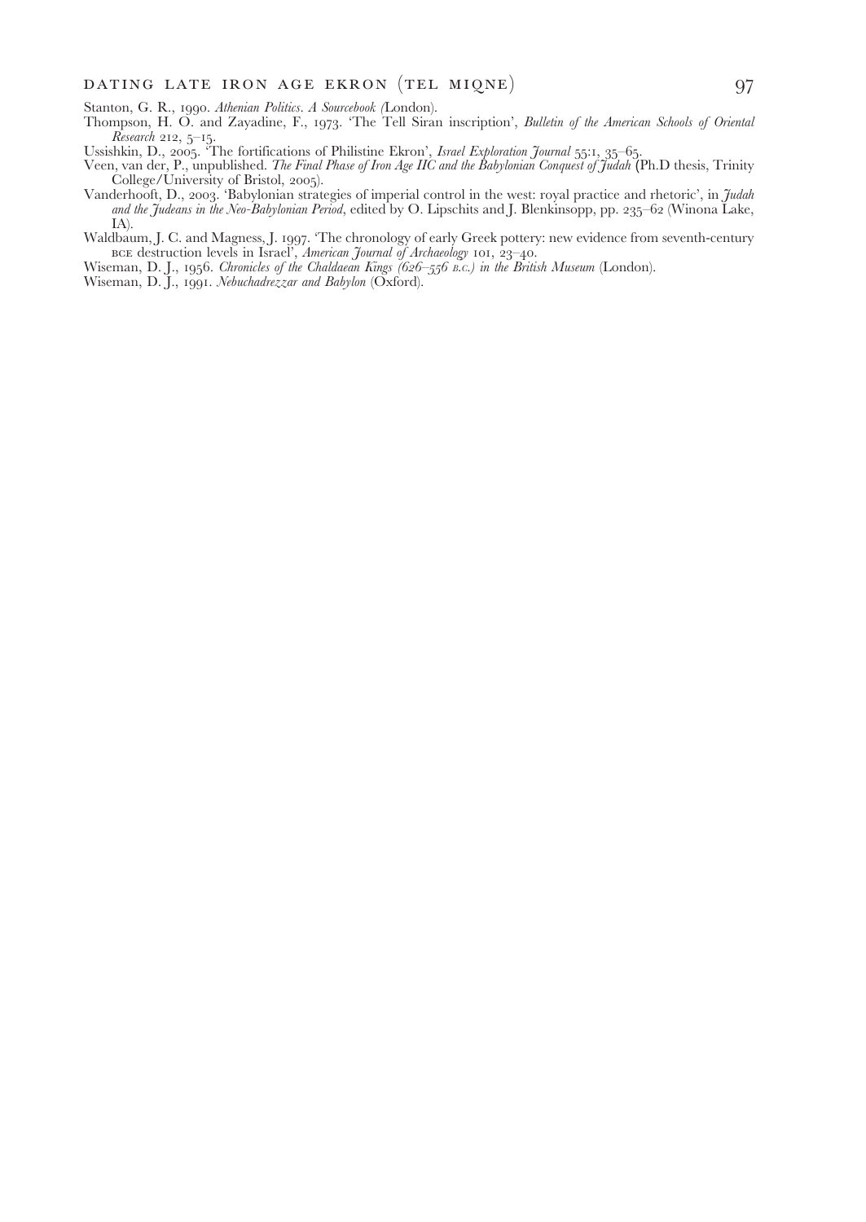Stanton, G. R., 1990. *Athenian Politics. A Sourcebook (*London).

Thompson, H. O. and Zayadine, F., 1973. 'The Tell Siran inscription', *Bulletin of the American Schools of Oriental Research* 212, 5–15.

Ussishkin, D., 2005. 'The fortifications of Philistine Ekron', *Israel Exploration Journal* 55:1, 35–65.

Veen, van der, P., unpublished. *The Final Phase of Iron Age IIC and the Babylonian Conquest of Judah* (Ph.D thesis, Trinity College/University of Bristol, 2005).

Vanderhooft, D., 2003. 'Babylonian strategies of imperial control in the west: royal practice and rhetoric', in *Judah and the Judeans in the Neo-Babylonian Period*, edited by O. Lipschits and J. Blenkinsopp, pp. 235–62 (Winona Lake, IA).

Waldbaum, J. C. and Magness, J. 1997. 'The chronology of early Greek pottery: new evidence from seventh-century BCE destruction levels in Israel', *American Journal of Archaeology* 101, 23–40.

Wiseman, D. J., 1956. *Chronicles of the Chaldaean Kings (626–556 B.C.) in the British Museum* (London).

Wiseman, D. J., 1991. *Nebuchadrezzar and Babylon* (Oxford).